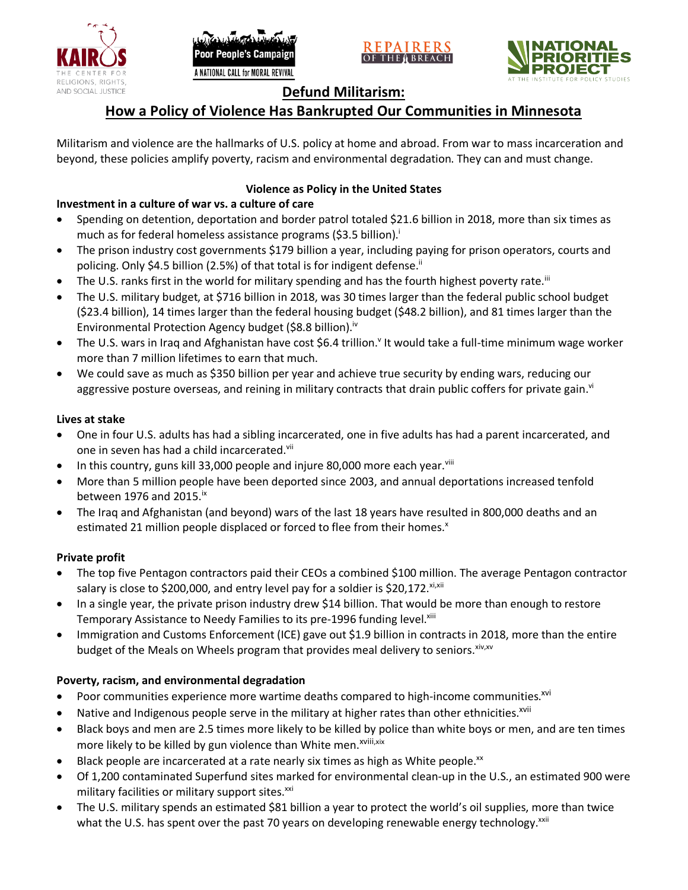# Defund Militarism:

## How a Policy of Violence Has Bankrupted Our Communities in Minnesota

Militarism and violence are the hallmarks of U.S. policy at home and abroad. From war to mass incarceration and beyond, these policies amplify poverty, racism and environmental degradation. They can and must change.

### Violence as Policy in the United States

**Investment in a culture of war vs. a culture of care**

- Spending on detention, deportation and border patrol totaled $21.6 billion in 2018, more than six times as much as for federal homeless assistance programs ($3.5 billion).[i]
- The prison industry cost governments $179 billion a year, including paying for prison operators, courts and policing. Only $4.5 billion (2.5%) of that total is for indigent defense.[ii]
- The U.S. ranks first in the world for military spending and has the fourth highest poverty rate.[iii]
- The U.S. military budget, at $716 billion in 2018, was 30 times larger than the federal public school budget ($23.4 billion), 14 times larger than the federal housing budget ($48.2 billion), and 81 times larger than the Environmental Protection Agency budget ($8.8 billion).[iv]
- The U.S. wars in Iraq and Afghanistan have cost $6.4 trillion.[v] It would take a full-time minimum wage worker more than 7 million lifetimes to earn that much.
- We could save as much as $350 billion per year and achieve true security by ending wars, reducing our aggressive posture overseas, and reining in military contracts that drain public coffers for private gain.[vi]

**Lives at stake**

- One in four U.S. adults has had a sibling incarcerated, one in five adults has had a parent incarcerated, and one in seven has had a child incarcerated.[vii]
- In this country, guns kill 33,000 people and injure 80,000 more each year.[viii]
- More than 5 million people have been deported since 2003, and annual deportations increased tenfold between 1976 and 2015.[ix]
- The Iraq and Afghanistan (and beyond) wars of the last 18 years have resulted in 800,000 deaths and an estimated 21 million people displaced or forced to flee from their homes.[x]

**Private profit**

- The top five Pentagon contractors paid their CEOs a combined $100 million. The average Pentagon contractor salary is close to 200,000, and entry level pay for a soldier is $20,172.[xi,xii]
- In a single year, the private prison industry drew $14 billion. That would be more than enough to restore Temporary Assistance to Needy Families to its pre-1996 funding level.[xiii]
- Immigration and Customs Enforcement (ICE) gave out $1.9 billion in contracts in 2018, more than the entire budget of the Meals on Wheels program that provides meal delivery to seniors.[xiv,xv]

**Poverty, racism, and environmental degradation**

- Poor communities experience more wartime deaths compared to high-income communities.[xvi]
- Native and Indigenous people serve in the military at higher rates than other ethnicities.[xvii]
- Black boys and men are 2.5 times more likely to be killed by police than white boys or men, and are ten times more likely to be killed by gun violence than White men.[xviii,xix]
- Black people are incarcerated at a rate nearly six times as high as White people.[xx]
- Of 1,200 contaminated Superfund sites marked for environmental clean-up in the U.S., an estimated 900 were military facilities or military support sites.[xxi]
- The U.S. military spends an estimated $81 billion a year to protect the world's oil supplies, more than twice what the U.S. has spent over the past 70 years on developing renewable energy technology.[xxii]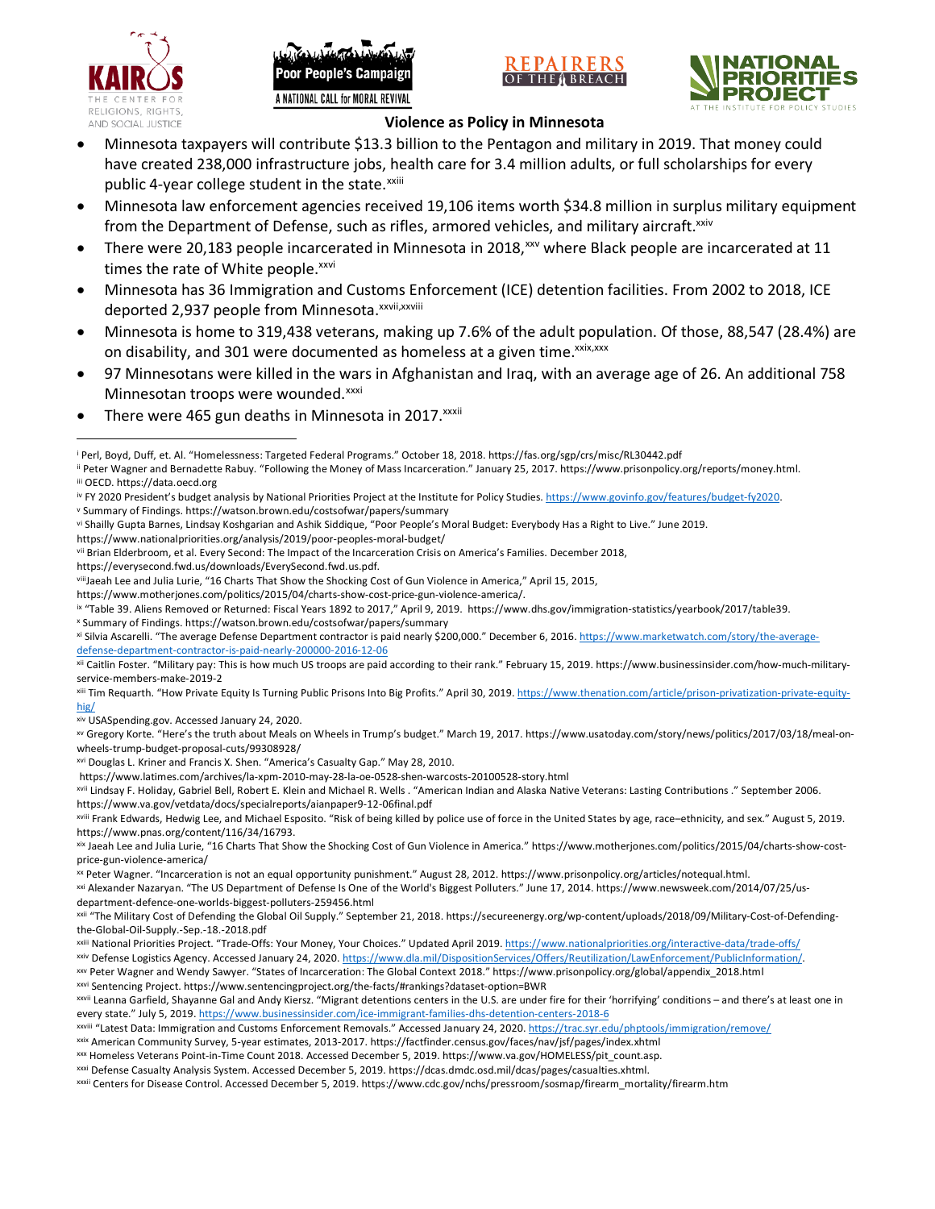## Violence as Policy in Minnesota

- Minnesota taxpayers will contribute $13.3 billion to the Pentagon and military in 2019. That money could have created 238,000 infrastructure jobs, health care for 3.4 million adults, or full scholarships for every public 4-year college student in the state.[xxiii]
- Minnesota law enforcement agencies received 19,106 items worth $34.8 million in surplus military equipment from the Department of Defense, such as rifles, armored vehicles, and military aircraft.[xxiv]
- There were 20,183 people incarcerated in Minnesota in 2018,[xxv] where Black people are incarcerated at 11 times the rate of White people.[xxvi]
- Minnesota has 36 Immigration and Customs Enforcement (ICE) detention facilities. From 2002 to 2018, ICE deported 2,937 people from Minnesota.[xxvii,xxviii]
- Minnesota is home to 319,438 veterans, making up 7.6% of the adult population. Of those, 88,547 (28.4%) are on disability, and 301 were documented as homeless at a given time.[xxix,xxx]
- 97 Minnesotans were killed in the wars in Afghanistan and Iraq, with an average age of 26. An additional 758 Minnesotan troops were wounded.[xxxi]
- There were 465 gun deaths in Minnesota in 2017.[xxxii]

---

[i] Perl, Boyd, Duff, et. Al. "Homelessness: Targeted Federal Programs." October 18, 2018. https://fas.org/sgp/crs/misc/RL30442.pdf

[ii] Peter Wagner and Bernadette Rabuy. "Following the Money of Mass Incarceration." January 25, 2017. https://www.prisonpolicy.org/reports/money.html.

[iii] OECD. https://data.oecd.org

[iv] FY 2020 President's budget analysis by National Priorities Project at the Institute for Policy Studies. https://www.govinfo.gov/features/budget-fy2020.

[v] Summary of Findings. https://watson.brown.edu/costsofwar/papers/summary

[vi] Shailly Gupta Barnes, Lindsay Koshgarian and Ashik Siddique, "Poor People's Moral Budget: Everybody Has a Right to Live." June 2019. https://www.nationalpriorities.org/analysis/2019/poor-peoples-moral-budget/

[vii] Brian Elderbroom, et al. Every Second: The Impact of the Incarceration Crisis on America's Families. December 2018, https://everysecond.fwd.us/downloads/EverySecond.fwd.us.pdf.

[viii] Jaeah Lee and Julia Lurie, "16 Charts That Show the Shocking Cost of Gun Violence in America," April 15, 2015, https://www.motherjones.com/politics/2015/04/charts-show-cost-price-gun-violence-america/.

[ix] "Table 39. Aliens Removed or Returned: Fiscal Years 1892 to 2017," April 9, 2019. https://www.dhs.gov/immigration-statistics/yearbook/2017/table39.

[x] Summary of Findings. https://watson.brown.edu/costsofwar/papers/summary

[xi] Silvia Ascarelli. "The average Defense Department contractor is paid nearly $200,000." December 6, 2016. https://www.marketwatch.com/story/the-average-defense-department-contractor-is-paid-nearly-200000-2016-12-06

[xii] Caitlin Foster. "Military pay: This is how much US troops are paid according to their rank." February 15, 2019. https://www.businessinsider.com/how-much-military-service-members-make-2019-2

[xiii] Tim Requarth. "How Private Equity Is Turning Public Prisons Into Big Profits." April 30, 2019. https://www.thenation.com/article/prison-privatization-private-equity-hig/

[xiv] USASpending.gov. Accessed January 24, 2020.

[xv] Gregory Korte. "Here's the truth about Meals on Wheels in Trump's budget." March 19, 2017. https://www.usatoday.com/story/news/politics/2017/03/18/meal-on-wheels-trump-budget-proposal-cuts/99308928/

[xvi] Douglas L. Kriner and Francis X. Shen. "America's Casualty Gap." May 28, 2010. https://www.latimes.com/archives/la-xpm-2010-may-28-la-oe-0528-shen-warcosts-20100528-story.html

[xvii] Lindsay F. Holiday, Gabriel Bell, Robert E. Klein and Michael R. Wells . "American Indian and Alaska Native Veterans: Lasting Contributions ." September 2006. https://www.va.gov/vetdata/docs/specialreports/aianpaper9-12-06final.pdf

[xviii] Frank Edwards, Hedwig Lee, and Michael Esposito. "Risk of being killed by police use of force in the United States by age, race–ethnicity, and sex." August 5, 2019. https://www.pnas.org/content/116/34/16793.

[xix] Jaeah Lee and Julia Lurie, "16 Charts That Show the Shocking Cost of Gun Violence in America." https://www.motherjones.com/politics/2015/04/charts-show-cost-price-gun-violence-america/

[xx] Peter Wagner. "Incarceration is not an equal opportunity punishment." August 28, 2012. https://www.prisonpolicy.org/articles/notequal.html.

[xxi] Alexander Nazaryan. "The US Department of Defense Is One of the World's Biggest Polluters." June 17, 2014. https://www.newsweek.com/2014/07/25/us-department-defence-one-worlds-biggest-polluters-259456.html

[xxii] "The Military Cost of Defending the Global Oil Supply." September 21, 2018. https://secureenergy.org/wp-content/uploads/2018/09/Military-Cost-of-Defending-the-Global-Oil-Supply.-Sep.-18.-2018.pdf

[xxiii] National Priorities Project. "Trade-Offs: Your Money, Your Choices." Updated April 2019. https://www.nationalpriorities.org/interactive-data/trade-offs/

[xxiv] Defense Logistics Agency. Accessed January 24, 2020. https://www.dla.mil/DispositionServices/Offers/Reutilization/LawEnforcement/PublicInformation/.

[xxv] Peter Wagner and Wendy Sawyer. "States of Incarceration: The Global Context 2018." https://www.prisonpolicy.org/global/appendix_2018.html

[xxvi] Sentencing Project. https://www.sentencingproject.org/the-facts/#rankings?dataset-option=BWR

[xxvii] Leanna Garfield, Shayanne Gal and Andy Kiersz. "Migrant detentions centers in the U.S. are under fire for their 'horrifying' conditions – and there's at least one in every state." July 5, 2019. https://www.businessinsider.com/ice-immigrant-families-dhs-detention-centers-2018-6

[xxviii] "Latest Data: Immigration and Customs Enforcement Removals." Accessed January 24, 2020. https://trac.syr.edu/phptools/immigration/remove/

[xxix] American Community Survey, 5-year estimates, 2013-2017. https://factfinder.census.gov/faces/nav/jsf/pages/index.xhtml

[xxx] Homeless Veterans Point-in-Time Count 2018. Accessed December 5, 2019. https://www.va.gov/HOMELESS/pit_count.asp.

[xxxi] Defense Casualty Analysis System. Accessed December 5, 2019. https://dcas.dmdc.osd.mil/dcas/pages/casualties.xhtml.

[xxxii] Centers for Disease Control. Accessed December 5, 2019. https://www.cdc.gov/nchs/pressroom/sosmap/firearm_mortality/firearm.htm